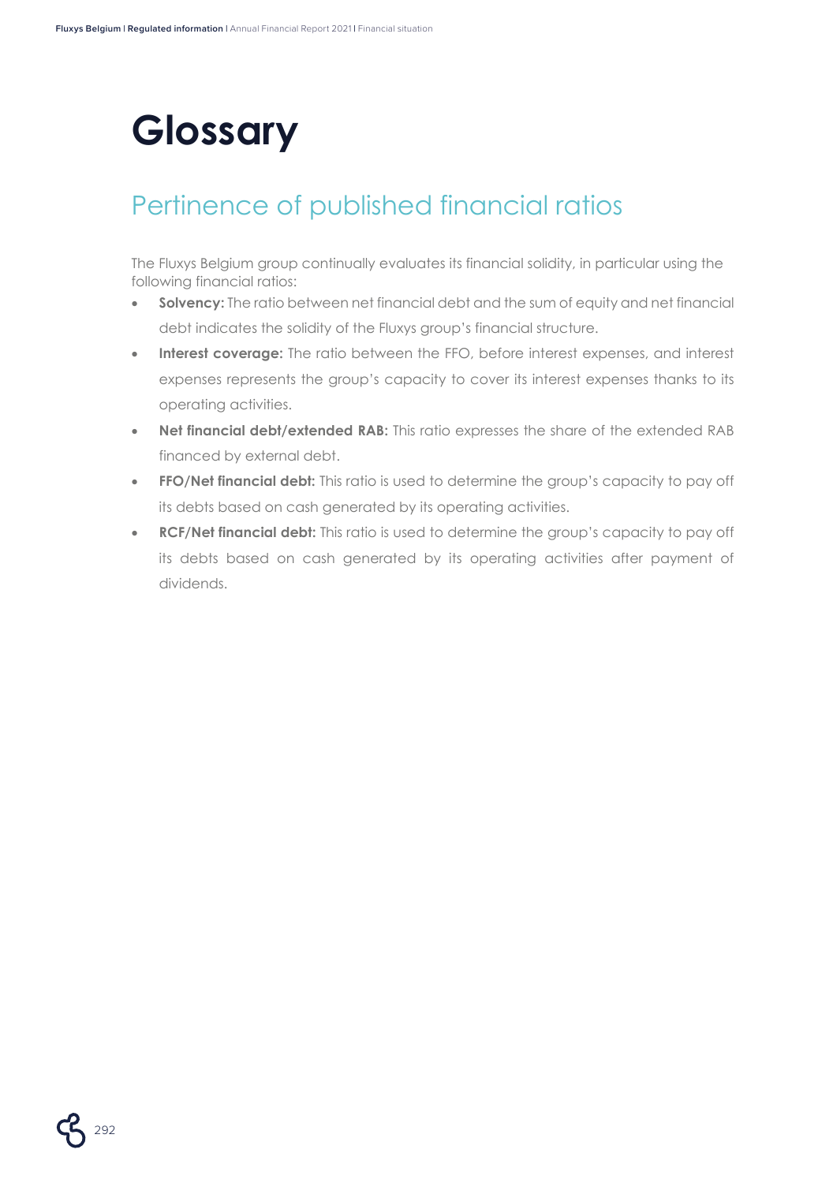# Glossary

## Pertinence of published financial ratios

The Fluxys Belgium group continually evaluates its financial solidity, in particular using the following financial ratios:

- **Solvency:** The ratio between net financial debt and the sum of equity and net financial debt indicates the solidity of the Fluxys group's financial structure.
- **Interest coverage:** The ratio between the FFO, before interest expenses, and interest expenses represents the group's capacity to cover its interest expenses thanks to its operating activities.
- **Net financial debt/extended RAB:** This ratio expresses the share of the extended RAB financed by external debt.
- **FFO/Net financial debt:** This ratio is used to determine the group's capacity to pay off its debts based on cash generated by its operating activities.
- **RCF/Net financial debt:** This ratio is used to determine the group's capacity to pay off its debts based on cash generated by its operating activities after payment of dividends.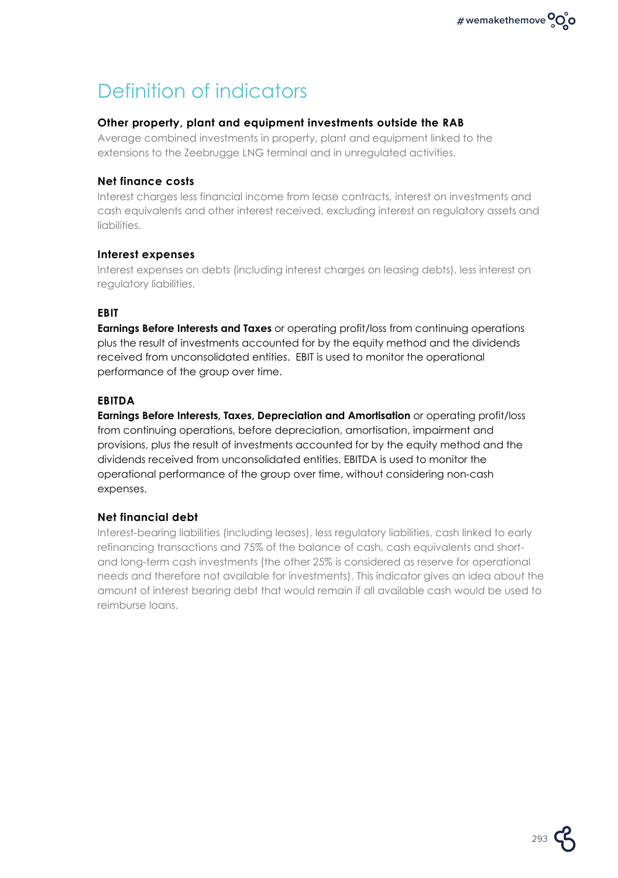# Definition of indicators

### Other property, plant and equipment investments outside the RAB

Average combined investments in property, plant and equipment linked to the extensions to the Zeebrugge LNG terminal and in unregulated activities.

### Net finance costs

Interest charges less financial income from lease contracts, interest on investments and cash equivalents and other interest received, excluding interest on regulatory assets and liabilities.

### Interest expenses

Interest expenses on debts (including interest charges on leasing debts), less interest on regulatory liabilities.

### EBIT

**Earnings Before Interests and Taxes** or operating profit/loss from continuing operations plus the result of investments accounted for by the equity method and the dividends received from unconsolidated entities. EBIT is used to monitor the operational performance of the group over time.

### EBITDA

**Earnings Before Interests, Taxes, Depreciation and Amortisation** or operating profit/loss from continuing operations, before depreciation, amortisation, impairment and provisions, plus the result of investments accounted for by the equity method and the dividends received from unconsolidated entities. EBITDA is used to monitor the operational performance of the group over time, without considering non-cash expenses.

### Net financial debt

Interest-bearing liabilities (including leases), less regulatory liabilities, cash linked to early refinancing transactions and 75% of the balance of cash, cash equivalents and short- and long-term cash investments (the other 25% is considered as reserve for operational needs and therefore not available for investments). This indicator gives an idea about the amount of interest bearing debt that would remain if all available cash would be used to reimburse loans.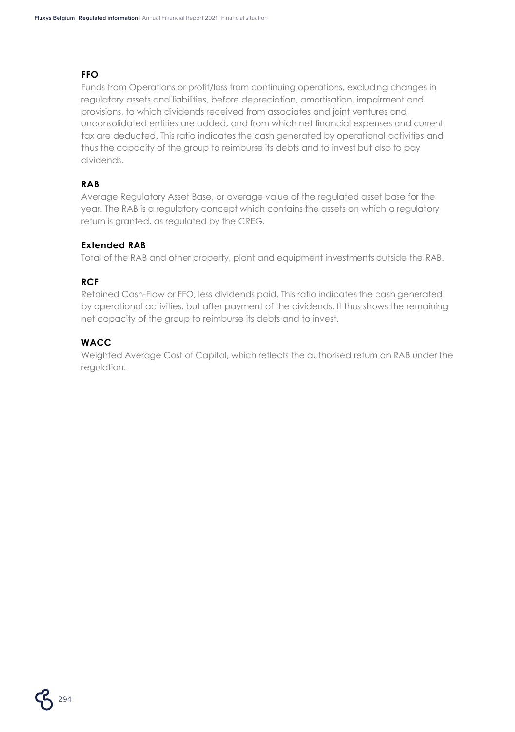### FFO

Funds from Operations or profit/loss from continuing operations, excluding changes in regulatory assets and liabilities, before depreciation, amortisation, impairment and provisions, to which dividends received from associates and joint ventures and unconsolidated entities are added, and from which net financial expenses and current tax are deducted. This ratio indicates the cash generated by operational activities and thus the capacity of the group to reimburse its debts and to invest but also to pay dividends.

### RAB

Average Regulatory Asset Base, or average value of the regulated asset base for the year. The RAB is a regulatory concept which contains the assets on which a regulatory return is granted, as regulated by the CREG.

### Extended RAB

Total of the RAB and other property, plant and equipment investments outside the RAB.

### RCF

Retained Cash-Flow or FFO, less dividends paid. This ratio indicates the cash generated by operational activities, but after payment of the dividends. It thus shows the remaining net capacity of the group to reimburse its debts and to invest.

### WACC

Weighted Average Cost of Capital, which reflects the authorised return on RAB under the regulation.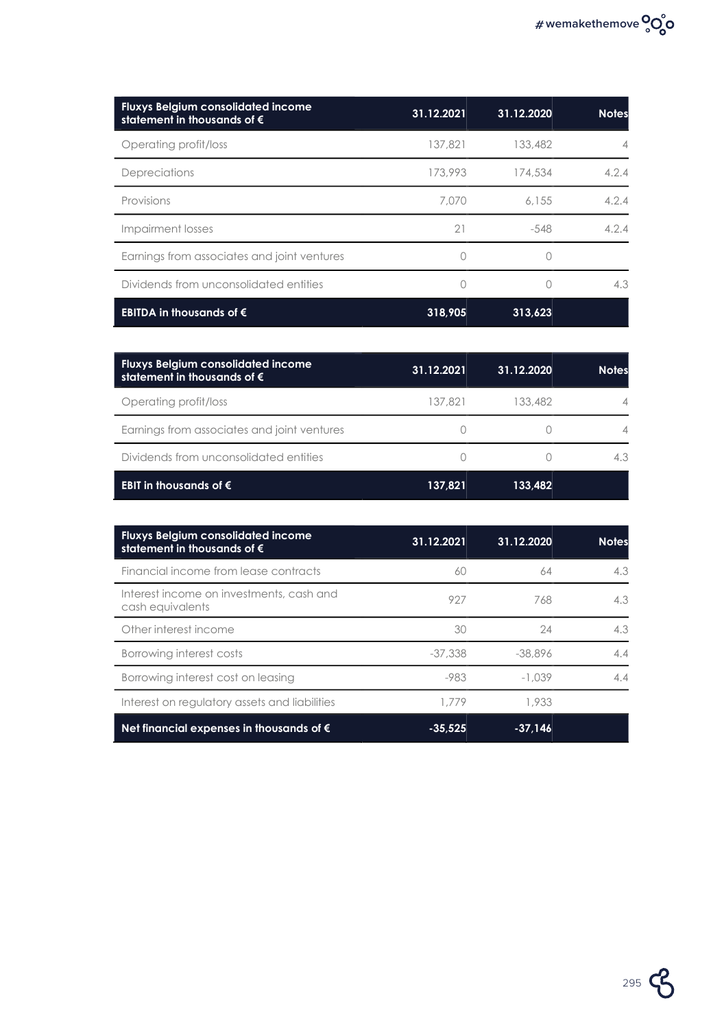| Fluxys Belgium consolidated income statement in thousands of € | 31.12.2021 | 31.12.2020 | Notes |
|---|---|---|---|
| Operating profit/loss | 137,821 | 133,482 | 4 |
| Depreciations | 173,993 | 174,534 | 4.2.4 |
| Provisions | 7,070 | 6,155 | 4.2.4 |
| Impairment losses | 21 | -548 | 4.2.4 |
| Earnings from associates and joint ventures | 0 | 0 | |
| Dividends from unconsolidated entities | 0 | 0 | 4.3 |
| **EBITDA in thousands of €** | **318,905** | **313,623** | |

| Fluxys Belgium consolidated income statement in thousands of € | 31.12.2021 | 31.12.2020 | Notes |
|---|---|---|---|
| Operating profit/loss | 137,821 | 133,482 | 4 |
| Earnings from associates and joint ventures | 0 | 0 | 4 |
| Dividends from unconsolidated entities | 0 | 0 | 4.3 |
| **EBIT in thousands of €** | **137,821** | **133,482** | |

| Fluxys Belgium consolidated income statement in thousands of € | 31.12.2021 | 31.12.2020 | Notes |
|---|---|---|---|
| Financial income from lease contracts | 60 | 64 | 4.3 |
| Interest income on investments, cash and cash equivalents | 927 | 768 | 4.3 |
| Other interest income | 30 | 24 | 4.3 |
| Borrowing interest costs | -37,338 | -38,896 | 4.4 |
| Borrowing interest cost on leasing | -983 | -1,039 | 4.4 |
| Interest on regulatory assets and liabilities | 1,779 | 1,933 | |
| **Net financial expenses in thousands of €** | **-35,525** | **-37,146** | |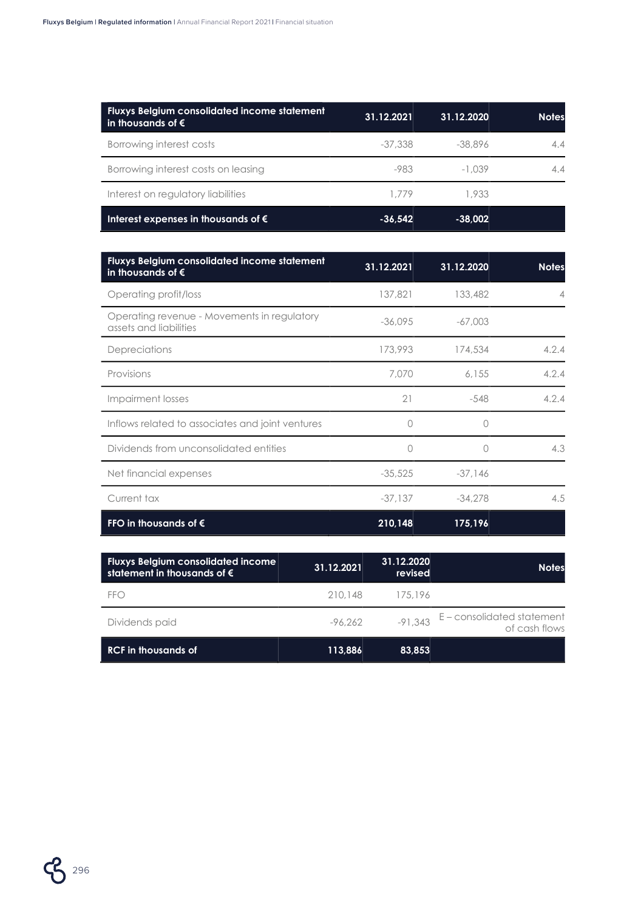| Fluxys Belgium consolidated income statement in thousands of € | 31.12.2021 | 31.12.2020 | Notes |
|---|---|---|---|
| Borrowing interest costs | -37,338 | -38,896 | 4.4 |
| Borrowing interest costs on leasing | -983 | -1,039 | 4.4 |
| Interest on regulatory liabilities | 1,779 | 1,933 | |
| **Interest expenses in thousands of €** | **-36,542** | **-38,002** | |

| Fluxys Belgium consolidated income statement in thousands of € | 31.12.2021 | 31.12.2020 | Notes |
|---|---|---|---|
| Operating profit/loss | 137,821 | 133,482 | 4 |
| Operating revenue - Movements in regulatory assets and liabilities | -36,095 | -67,003 | |
| Depreciations | 173,993 | 174,534 | 4.2.4 |
| Provisions | 7,070 | 6,155 | 4.2.4 |
| Impairment losses | 21 | -548 | 4.2.4 |
| Inflows related to associates and joint ventures | 0 | 0 | |
| Dividends from unconsolidated entities | 0 | 0 | 4.3 |
| Net financial expenses | -35,525 | -37,146 | |
| Current tax | -37,137 | -34,278 | 4.5 |
| **FFO in thousands of €** | **210,148** | **175,196** | |

| Fluxys Belgium consolidated income statement in thousands of € | 31.12.2021 | 31.12.2020 revised | Notes |
|---|---|---|---|
| FFO | 210,148 | 175,196 | |
| Dividends paid | -96,262 | -91,343 | E – consolidated statement of cash flows |
| **RCF in thousands of** | **113,886** | **83,853** | |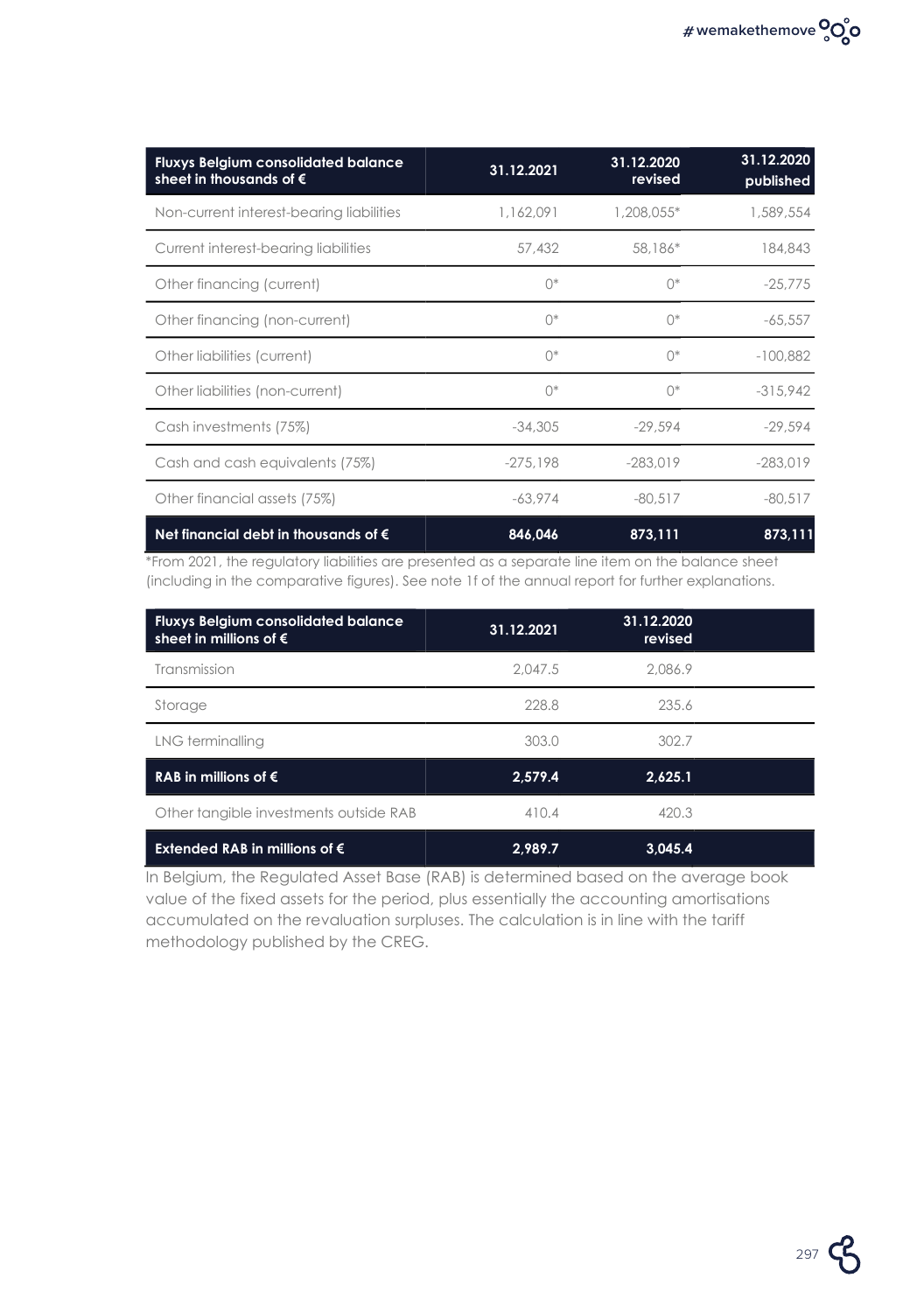| Fluxys Belgium consolidated balance sheet in thousands of € | 31.12.2021 | 31.12.2020 revised | 31.12.2020 published |
|---|---|---|---|
| Non-current interest-bearing liabilities | 1,162,091 | 1,208,055* | 1,589,554 |
| Current interest-bearing liabilities | 57,432 | 58,186* | 184,843 |
| Other financing (current) | 0* | 0* | -25,775 |
| Other financing (non-current) | 0* | 0* | -65,557 |
| Other liabilities (current) | 0* | 0* | -100,882 |
| Other liabilities (non-current) | 0* | 0* | -315,942 |
| Cash investments (75%) | -34,305 | -29,594 | -29,594 |
| Cash and cash equivalents (75%) | -275,198 | -283,019 | -283,019 |
| Other financial assets (75%) | -63,974 | -80,517 | -80,517 |
| **Net financial debt in thousands of €** | **846,046** | **873,111** | **873,111** |

*From 2021, the regulatory liabilities are presented as a separate line item on the balance sheet (including in the comparative figures). See note 1f of the annual report for further explanations.

| Fluxys Belgium consolidated balance sheet in millions of € | 31.12.2021 | 31.12.2020 revised |
|---|---|---|
| Transmission | 2,047.5 | 2,086.9 |
| Storage | 228.8 | 235.6 |
| LNG terminalling | 303.0 | 302.7 |
| **RAB in millions of €** | **2,579.4** | **2,625.1** |
| Other tangible investments outside RAB | 410.4 | 420.3 |
| **Extended RAB in millions of €** | **2,989.7** | **3,045.4** |

In Belgium, the Regulated Asset Base (RAB) is determined based on the average book value of the fixed assets for the period, plus essentially the accounting amortisations accumulated on the revaluation surpluses. The calculation is in line with the tariff methodology published by the CREG.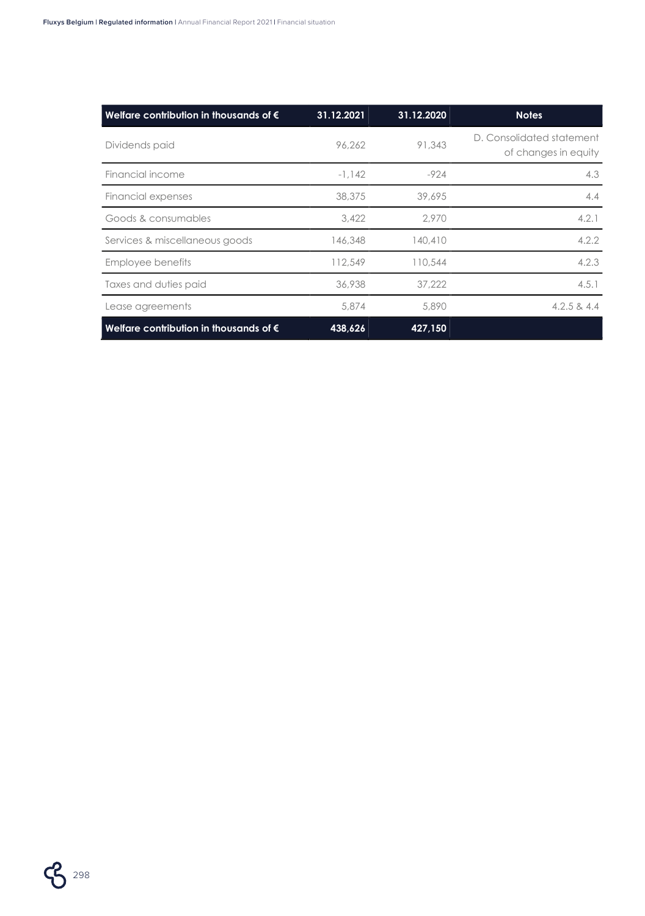| Welfare contribution in thousands of € | 31.12.2021 | 31.12.2020 | Notes |
|---|---|---|---|
| Dividends paid | 96,262 | 91,343 | D. Consolidated statement of changes in equity |
| Financial income | -1,142 | -924 | 4.3 |
| Financial expenses | 38,375 | 39,695 | 4.4 |
| Goods & consumables | 3,422 | 2,970 | 4.2.1 |
| Services & miscellaneous goods | 146,348 | 140,410 | 4.2.2 |
| Employee benefits | 112,549 | 110,544 | 4.2.3 |
| Taxes and duties paid | 36,938 | 37,222 | 4.5.1 |
| Lease agreements | 5,874 | 5,890 | 4.2.5 & 4.4 |
| **Welfare contribution in thousands of €** | **438,626** | **427,150** | |